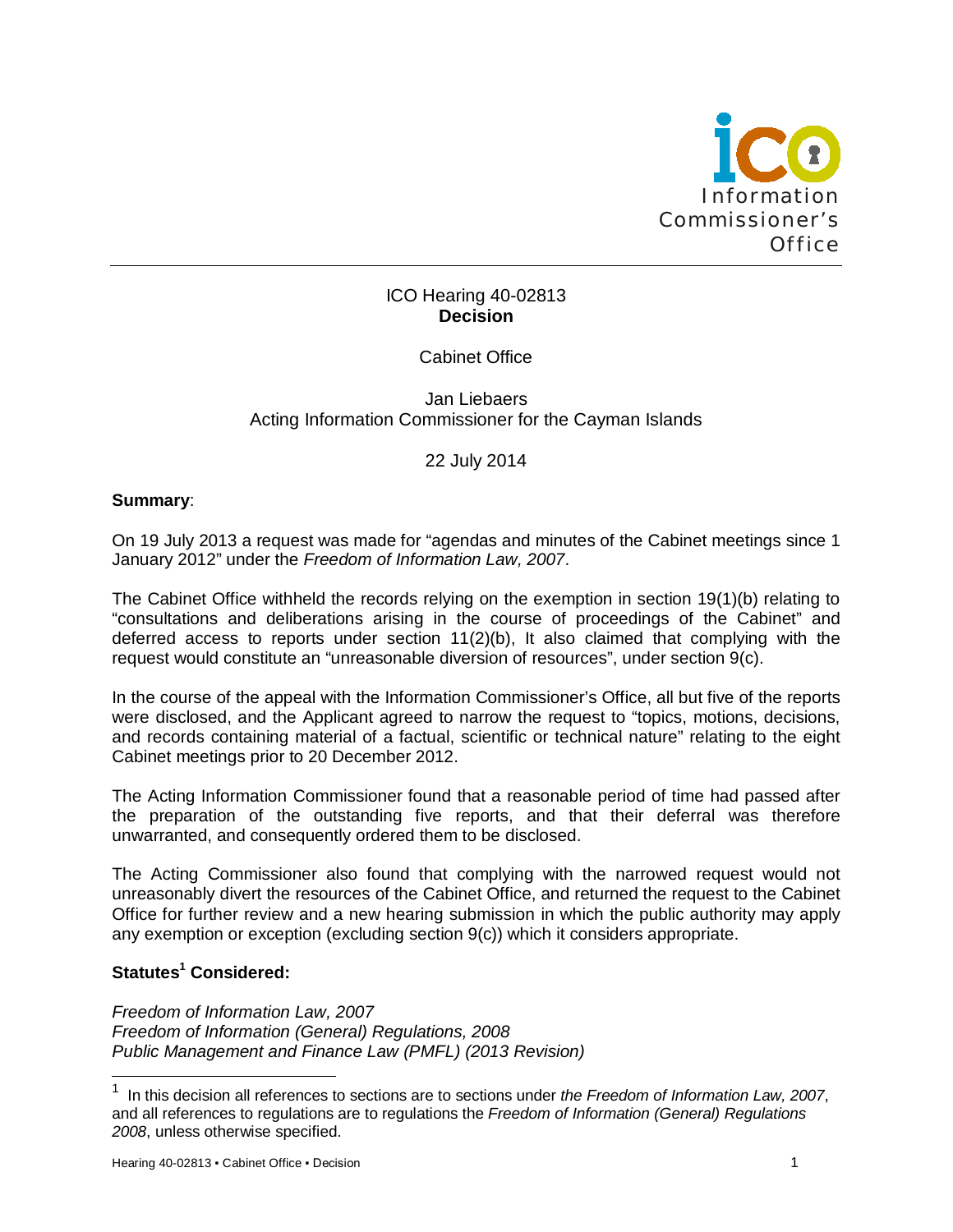Information Commissioner's Office

ICO Hearing 40-02813
**Decision**

Cabinet Office

Jan Liebaers
Acting Information Commissioner for the Cayman Islands

22 July 2014

**Summary**:

On 19 July 2013 a request was made for "agendas and minutes of the Cabinet meetings since 1 January 2012" under the *Freedom of Information Law, 2007*.

The Cabinet Office withheld the records relying on the exemption in section 19(1)(b) relating to "consultations and deliberations arising in the course of proceedings of the Cabinet" and deferred access to reports under section 11(2)(b), It also claimed that complying with the request would constitute an "unreasonable diversion of resources", under section 9(c).

In the course of the appeal with the Information Commissioner's Office, all but five of the reports were disclosed, and the Applicant agreed to narrow the request to "topics, motions, decisions, and records containing material of a factual, scientific or technical nature" relating to the eight Cabinet meetings prior to 20 December 2012.

The Acting Information Commissioner found that a reasonable period of time had passed after the preparation of the outstanding five reports, and that their deferral was therefore unwarranted, and consequently ordered them to be disclosed.

The Acting Commissioner also found that complying with the narrowed request would not unreasonably divert the resources of the Cabinet Office, and returned the request to the Cabinet Office for further review and a new hearing submission in which the public authority may apply any exemption or exception (excluding section 9(c)) which it considers appropriate.

**Statutes[1] Considered:**

*Freedom of Information Law, 2007*
*Freedom of Information (General) Regulations, 2008*
*Public Management and Finance Law (PMFL) (2013 Revision)*

---

[1] In this decision all references to sections are to sections under *the Freedom of Information Law, 2007*, and all references to regulations are to regulations the *Freedom of Information (General) Regulations 2008*, unless otherwise specified.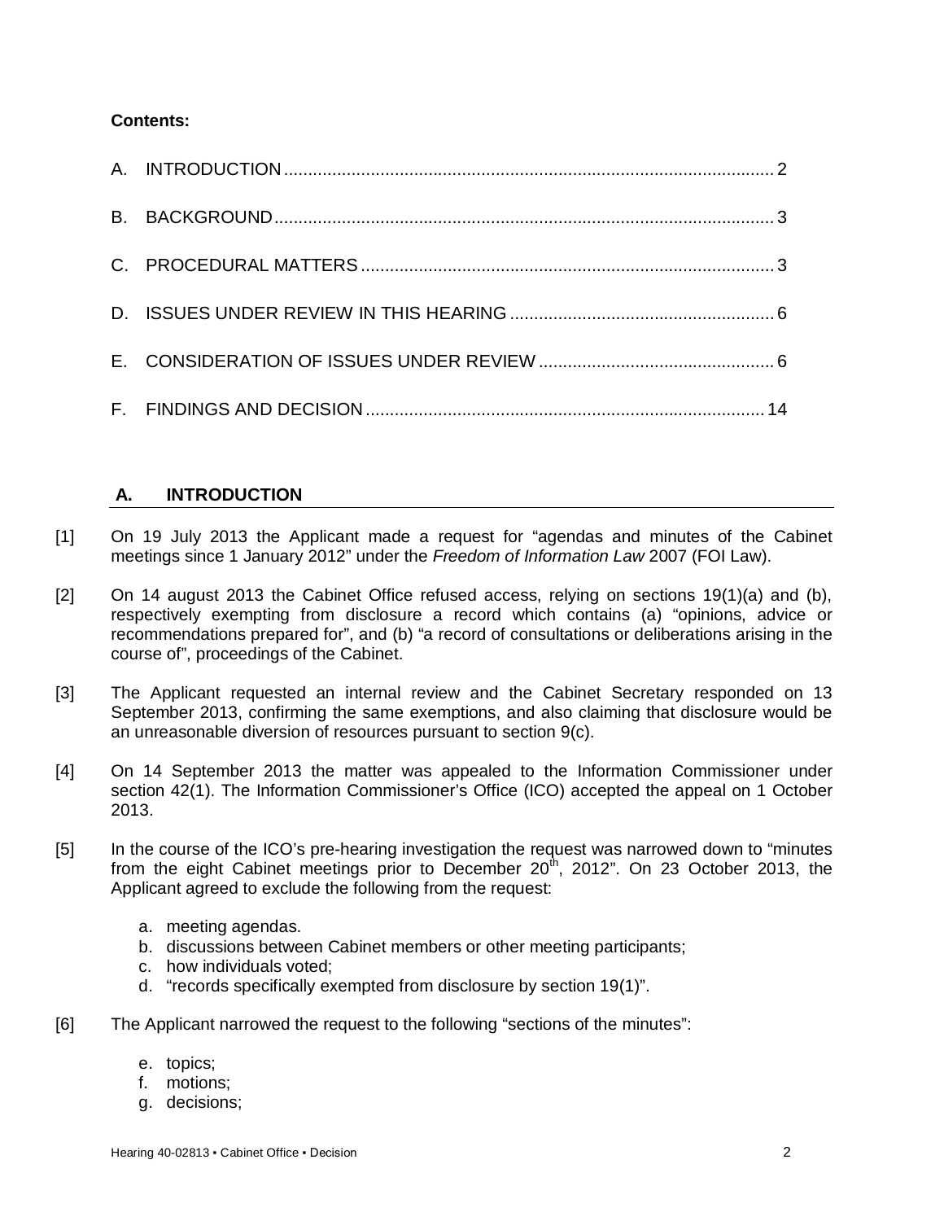**Contents:**

A. INTRODUCTION ..................................................................................................... 2

B. BACKGROUND ....................................................................................................... 3

C. PROCEDURAL MATTERS ..................................................................................... 3

D. ISSUES UNDER REVIEW IN THIS HEARING ....................................................... 6

E. CONSIDERATION OF ISSUES UNDER REVIEW ................................................. 6

F. FINDINGS AND DECISION .................................................................................. 14

## A. INTRODUCTION

[1] On 19 July 2013 the Applicant made a request for "agendas and minutes of the Cabinet meetings since 1 January 2012" under the *Freedom of Information Law* 2007 (FOI Law).

[2] On 14 august 2013 the Cabinet Office refused access, relying on sections 19(1)(a) and (b), respectively exempting from disclosure a record which contains (a) "opinions, advice or recommendations prepared for", and (b) "a record of consultations or deliberations arising in the course of", proceedings of the Cabinet.

[3] The Applicant requested an internal review and the Cabinet Secretary responded on 13 September 2013, confirming the same exemptions, and also claiming that disclosure would be an unreasonable diversion of resources pursuant to section 9(c).

[4] On 14 September 2013 the matter was appealed to the Information Commissioner under section 42(1). The Information Commissioner's Office (ICO) accepted the appeal on 1 October 2013.

[5] In the course of the ICO's pre-hearing investigation the request was narrowed down to "minutes from the eight Cabinet meetings prior to December 20th, 2012". On 23 October 2013, the Applicant agreed to exclude the following from the request:

a. meeting agendas.
b. discussions between Cabinet members or other meeting participants;
c. how individuals voted;
d. "records specifically exempted from disclosure by section 19(1)".

[6] The Applicant narrowed the request to the following "sections of the minutes":

e. topics;
f. motions;
g. decisions;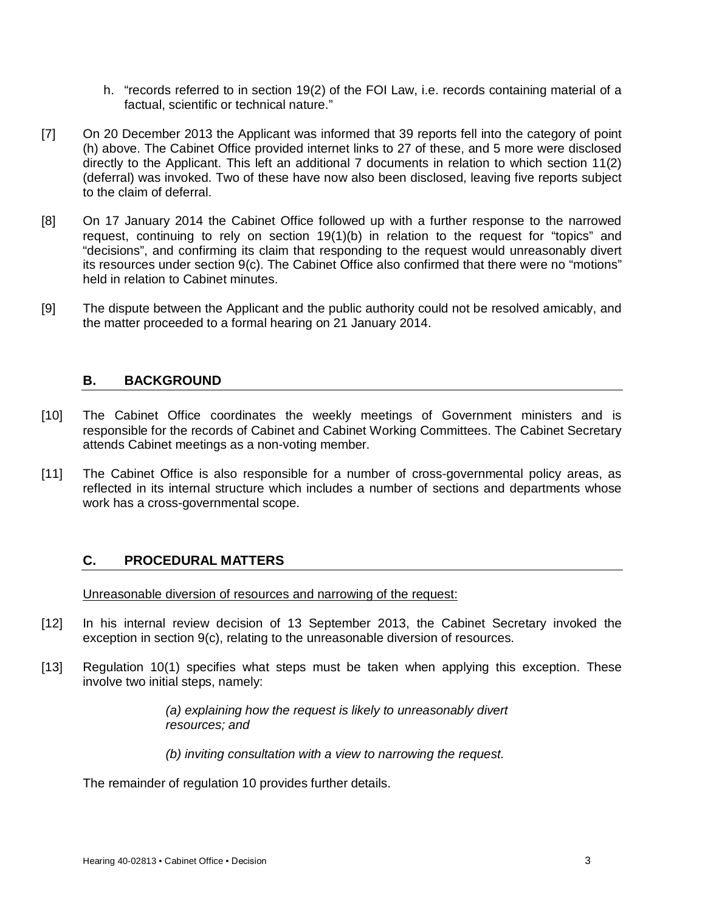h. "records referred to in section 19(2) of the FOI Law, i.e. records containing material of a factual, scientific or technical nature."

[7] On 20 December 2013 the Applicant was informed that 39 reports fell into the category of point (h) above. The Cabinet Office provided internet links to 27 of these, and 5 more were disclosed directly to the Applicant. This left an additional 7 documents in relation to which section 11(2) (deferral) was invoked. Two of these have now also been disclosed, leaving five reports subject to the claim of deferral.

[8] On 17 January 2014 the Cabinet Office followed up with a further response to the narrowed request, continuing to rely on section 19(1)(b) in relation to the request for "topics" and "decisions", and confirming its claim that responding to the request would unreasonably divert its resources under section 9(c). The Cabinet Office also confirmed that there were no "motions" held in relation to Cabinet minutes.

[9] The dispute between the Applicant and the public authority could not be resolved amicably, and the matter proceeded to a formal hearing on 21 January 2014.

## B. BACKGROUND

[10] The Cabinet Office coordinates the weekly meetings of Government ministers and is responsible for the records of Cabinet and Cabinet Working Committees. The Cabinet Secretary attends Cabinet meetings as a non-voting member.

[11] The Cabinet Office is also responsible for a number of cross-governmental policy areas, as reflected in its internal structure which includes a number of sections and departments whose work has a cross-governmental scope.

## C. PROCEDURAL MATTERS

Unreasonable diversion of resources and narrowing of the request:

[12] In his internal review decision of 13 September 2013, the Cabinet Secretary invoked the exception in section 9(c), relating to the unreasonable diversion of resources.

[13] Regulation 10(1) specifies what steps must be taken when applying this exception. These involve two initial steps, namely:

> *(a) explaining how the request is likely to unreasonably divert resources; and*
>
> *(b) inviting consultation with a view to narrowing the request.*

The remainder of regulation 10 provides further details.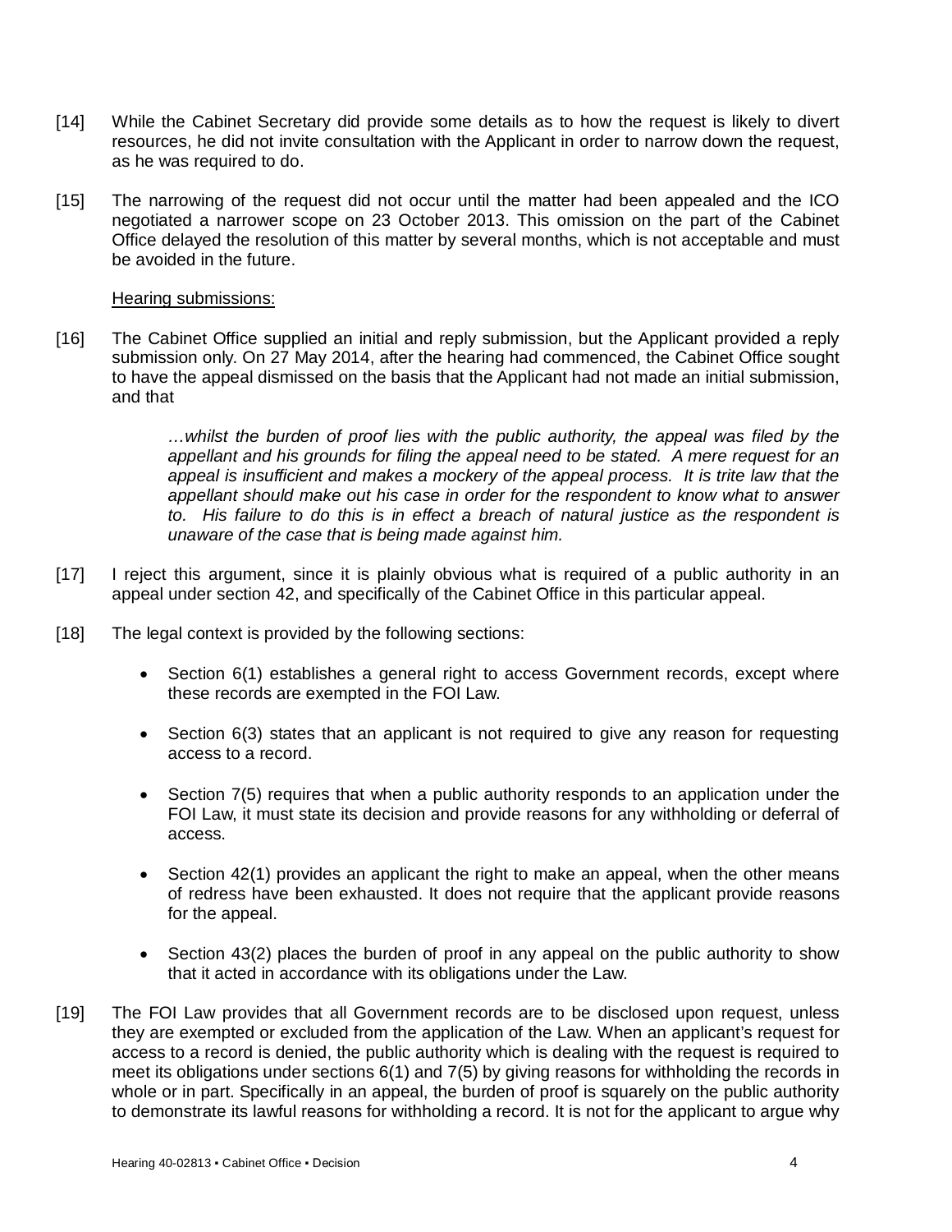[14] While the Cabinet Secretary did provide some details as to how the request is likely to divert resources, he did not invite consultation with the Applicant in order to narrow down the request, as he was required to do.

[15] The narrowing of the request did not occur until the matter had been appealed and the ICO negotiated a narrower scope on 23 October 2013. This omission on the part of the Cabinet Office delayed the resolution of this matter by several months, which is not acceptable and must be avoided in the future.

<u>Hearing submissions:</u>

[16] The Cabinet Office supplied an initial and reply submission, but the Applicant provided a reply submission only. On 27 May 2014, after the hearing had commenced, the Cabinet Office sought to have the appeal dismissed on the basis that the Applicant had not made an initial submission, and that

> *…whilst the burden of proof lies with the public authority, the appeal was filed by the appellant and his grounds for filing the appeal need to be stated. A mere request for an appeal is insufficient and makes a mockery of the appeal process. It is trite law that the appellant should make out his case in order for the respondent to know what to answer to. His failure to do this is in effect a breach of natural justice as the respondent is unaware of the case that is being made against him.*

[17] I reject this argument, since it is plainly obvious what is required of a public authority in an appeal under section 42, and specifically of the Cabinet Office in this particular appeal.

[18] The legal context is provided by the following sections:

- Section 6(1) establishes a general right to access Government records, except where these records are exempted in the FOI Law.
- Section 6(3) states that an applicant is not required to give any reason for requesting access to a record.
- Section 7(5) requires that when a public authority responds to an application under the FOI Law, it must state its decision and provide reasons for any withholding or deferral of access.
- Section 42(1) provides an applicant the right to make an appeal, when the other means of redress have been exhausted. It does not require that the applicant provide reasons for the appeal.
- Section 43(2) places the burden of proof in any appeal on the public authority to show that it acted in accordance with its obligations under the Law.

[19] The FOI Law provides that all Government records are to be disclosed upon request, unless they are exempted or excluded from the application of the Law. When an applicant's request for access to a record is denied, the public authority which is dealing with the request is required to meet its obligations under sections 6(1) and 7(5) by giving reasons for withholding the records in whole or in part. Specifically in an appeal, the burden of proof is squarely on the public authority to demonstrate its lawful reasons for withholding a record. It is not for the applicant to argue why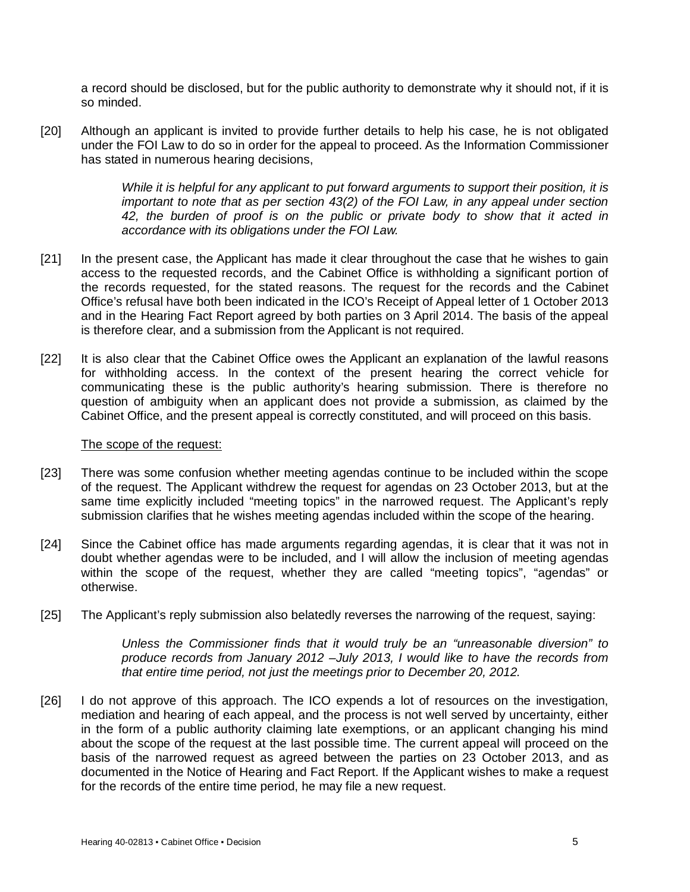a record should be disclosed, but for the public authority to demonstrate why it should not, if it is so minded.

[20] Although an applicant is invited to provide further details to help his case, he is not obligated under the FOI Law to do so in order for the appeal to proceed. As the Information Commissioner has stated in numerous hearing decisions,

> *While it is helpful for any applicant to put forward arguments to support their position, it is important to note that as per section 43(2) of the FOI Law, in any appeal under section 42, the burden of proof is on the public or private body to show that it acted in accordance with its obligations under the FOI Law.*

[21] In the present case, the Applicant has made it clear throughout the case that he wishes to gain access to the requested records, and the Cabinet Office is withholding a significant portion of the records requested, for the stated reasons. The request for the records and the Cabinet Office's refusal have both been indicated in the ICO's Receipt of Appeal letter of 1 October 2013 and in the Hearing Fact Report agreed by both parties on 3 April 2014. The basis of the appeal is therefore clear, and a submission from the Applicant is not required.

[22] It is also clear that the Cabinet Office owes the Applicant an explanation of the lawful reasons for withholding access. In the context of the present hearing the correct vehicle for communicating these is the public authority's hearing submission. There is therefore no question of ambiguity when an applicant does not provide a submission, as claimed by the Cabinet Office, and the present appeal is correctly constituted, and will proceed on this basis.

<u>The scope of the request:</u>

[23] There was some confusion whether meeting agendas continue to be included within the scope of the request. The Applicant withdrew the request for agendas on 23 October 2013, but at the same time explicitly included "meeting topics" in the narrowed request. The Applicant's reply submission clarifies that he wishes meeting agendas included within the scope of the hearing.

[24] Since the Cabinet office has made arguments regarding agendas, it is clear that it was not in doubt whether agendas were to be included, and I will allow the inclusion of meeting agendas within the scope of the request, whether they are called "meeting topics", "agendas" or otherwise.

[25] The Applicant's reply submission also belatedly reverses the narrowing of the request, saying:

> *Unless the Commissioner finds that it would truly be an "unreasonable diversion" to produce records from January 2012 –July 2013, I would like to have the records from that entire time period, not just the meetings prior to December 20, 2012.*

[26] I do not approve of this approach. The ICO expends a lot of resources on the investigation, mediation and hearing of each appeal, and the process is not well served by uncertainty, either in the form of a public authority claiming late exemptions, or an applicant changing his mind about the scope of the request at the last possible time. The current appeal will proceed on the basis of the narrowed request as agreed between the parties on 23 October 2013, and as documented in the Notice of Hearing and Fact Report. If the Applicant wishes to make a request for the records of the entire time period, he may file a new request.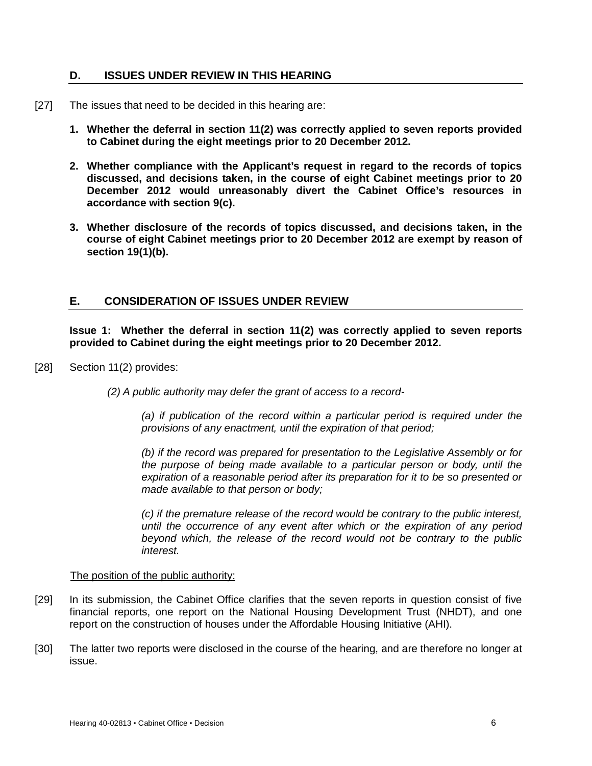## D. ISSUES UNDER REVIEW IN THIS HEARING

[27] The issues that need to be decided in this hearing are:

1. **Whether the deferral in section 11(2) was correctly applied to seven reports provided to Cabinet during the eight meetings prior to 20 December 2012.**

2. **Whether compliance with the Applicant's request in regard to the records of topics discussed, and decisions taken, in the course of eight Cabinet meetings prior to 20 December 2012 would unreasonably divert the Cabinet Office's resources in accordance with section 9(c).**

3. **Whether disclosure of the records of topics discussed, and decisions taken, in the course of eight Cabinet meetings prior to 20 December 2012 are exempt by reason of section 19(1)(b).**

## E. CONSIDERATION OF ISSUES UNDER REVIEW

**Issue 1: Whether the deferral in section 11(2) was correctly applied to seven reports provided to Cabinet during the eight meetings prior to 20 December 2012.**

[28] Section 11(2) provides:

> *(2) A public authority may defer the grant of access to a record-*
>
> *(a) if publication of the record within a particular period is required under the provisions of any enactment, until the expiration of that period;*
>
> *(b) if the record was prepared for presentation to the Legislative Assembly or for the purpose of being made available to a particular person or body, until the expiration of a reasonable period after its preparation for it to be so presented or made available to that person or body;*
>
> *(c) if the premature release of the record would be contrary to the public interest, until the occurrence of any event after which or the expiration of any period beyond which, the release of the record would not be contrary to the public interest.*

The position of the public authority:

[29] In its submission, the Cabinet Office clarifies that the seven reports in question consist of five financial reports, one report on the National Housing Development Trust (NHDT), and one report on the construction of houses under the Affordable Housing Initiative (AHI).

[30] The latter two reports were disclosed in the course of the hearing, and are therefore no longer at issue.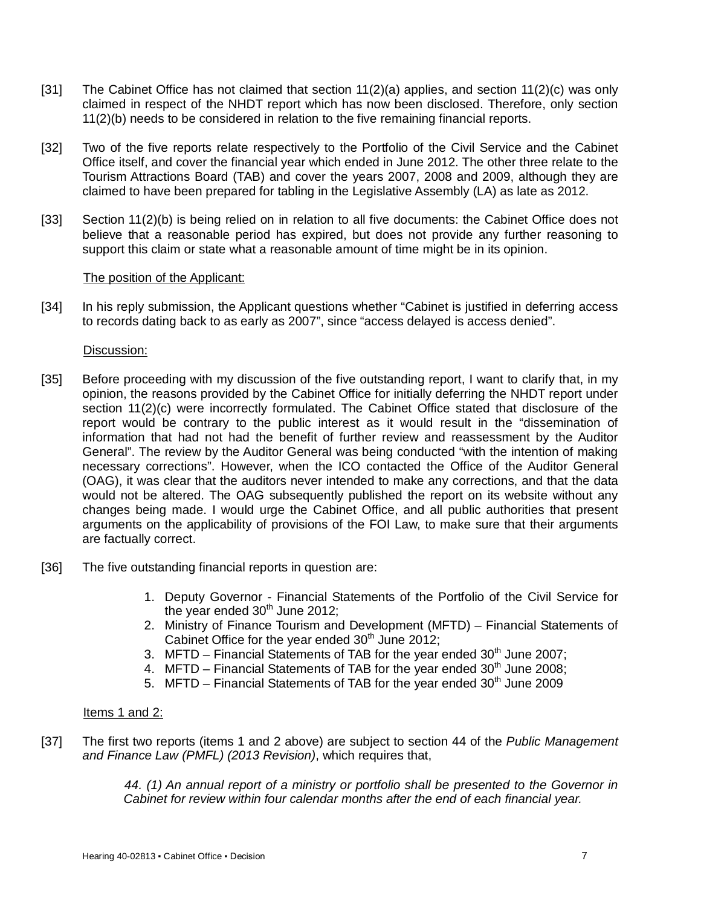[31] The Cabinet Office has not claimed that section 11(2)(a) applies, and section 11(2)(c) was only claimed in respect of the NHDT report which has now been disclosed. Therefore, only section 11(2)(b) needs to be considered in relation to the five remaining financial reports.

[32] Two of the five reports relate respectively to the Portfolio of the Civil Service and the Cabinet Office itself, and cover the financial year which ended in June 2012. The other three relate to the Tourism Attractions Board (TAB) and cover the years 2007, 2008 and 2009, although they are claimed to have been prepared for tabling in the Legislative Assembly (LA) as late as 2012.

[33] Section 11(2)(b) is being relied on in relation to all five documents: the Cabinet Office does not believe that a reasonable period has expired, but does not provide any further reasoning to support this claim or state what a reasonable amount of time might be in its opinion.

The position of the Applicant:

[34] In his reply submission, the Applicant questions whether "Cabinet is justified in deferring access to records dating back to as early as 2007", since "access delayed is access denied".

Discussion:

[35] Before proceeding with my discussion of the five outstanding report, I want to clarify that, in my opinion, the reasons provided by the Cabinet Office for initially deferring the NHDT report under section 11(2)(c) were incorrectly formulated. The Cabinet Office stated that disclosure of the report would be contrary to the public interest as it would result in the "dissemination of information that had not had the benefit of further review and reassessment by the Auditor General". The review by the Auditor General was being conducted "with the intention of making necessary corrections". However, when the ICO contacted the Office of the Auditor General (OAG), it was clear that the auditors never intended to make any corrections, and that the data would not be altered. The OAG subsequently published the report on its website without any changes being made. I would urge the Cabinet Office, and all public authorities that present arguments on the applicability of provisions of the FOI Law, to make sure that their arguments are factually correct.

[36] The five outstanding financial reports in question are:

1. Deputy Governor - Financial Statements of the Portfolio of the Civil Service for the year ended 30th June 2012;
2. Ministry of Finance Tourism and Development (MFTD) – Financial Statements of Cabinet Office for the year ended 30th June 2012;
3. MFTD – Financial Statements of TAB for the year ended 30th June 2007;
4. MFTD – Financial Statements of TAB for the year ended 30th June 2008;
5. MFTD – Financial Statements of TAB for the year ended 30th June 2009

Items 1 and 2:

[37] The first two reports (items 1 and 2 above) are subject to section 44 of the *Public Management and Finance Law (PMFL) (2013 Revision)*, which requires that,

> *44. (1) An annual report of a ministry or portfolio shall be presented to the Governor in Cabinet for review within four calendar months after the end of each financial year.*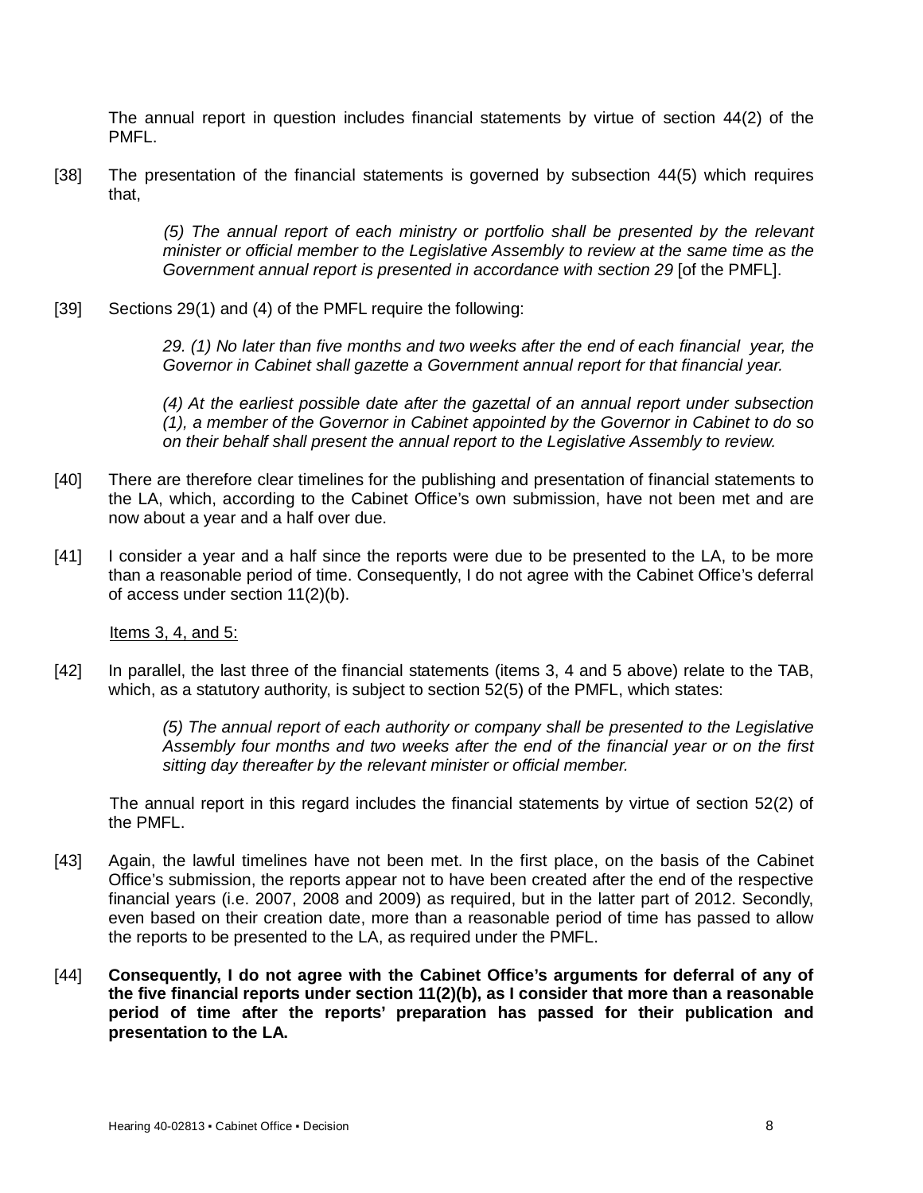The annual report in question includes financial statements by virtue of section 44(2) of the PMFL.

[38] The presentation of the financial statements is governed by subsection 44(5) which requires that,

> *(5) The annual report of each ministry or portfolio shall be presented by the relevant minister or official member to the Legislative Assembly to review at the same time as the Government annual report is presented in accordance with section 29* [of the PMFL].

[39] Sections 29(1) and (4) of the PMFL require the following:

> *29. (1) No later than five months and two weeks after the end of each financial year, the Governor in Cabinet shall gazette a Government annual report for that financial year.*
>
> *(4) At the earliest possible date after the gazettal of an annual report under subsection (1), a member of the Governor in Cabinet appointed by the Governor in Cabinet to do so on their behalf shall present the annual report to the Legislative Assembly to review.*

[40] There are therefore clear timelines for the publishing and presentation of financial statements to the LA, which, according to the Cabinet Office's own submission, have not been met and are now about a year and a half over due.

[41] I consider a year and a half since the reports were due to be presented to the LA, to be more than a reasonable period of time. Consequently, I do not agree with the Cabinet Office's deferral of access under section 11(2)(b).

<u>Items 3, 4, and 5:</u>

[42] In parallel, the last three of the financial statements (items 3, 4 and 5 above) relate to the TAB, which, as a statutory authority, is subject to section 52(5) of the PMFL, which states:

> *(5) The annual report of each authority or company shall be presented to the Legislative Assembly four months and two weeks after the end of the financial year or on the first sitting day thereafter by the relevant minister or official member.*

The annual report in this regard includes the financial statements by virtue of section 52(2) of the PMFL.

[43] Again, the lawful timelines have not been met. In the first place, on the basis of the Cabinet Office's submission, the reports appear not to have been created after the end of the respective financial years (i.e. 2007, 2008 and 2009) as required, but in the latter part of 2012. Secondly, even based on their creation date, more than a reasonable period of time has passed to allow the reports to be presented to the LA, as required under the PMFL.

[44] **Consequently, I do not agree with the Cabinet Office's arguments for deferral of any of the five financial reports under section 11(2)(b), as I consider that more than a reasonable period of time after the reports' preparation has passed for their publication and presentation to the LA.**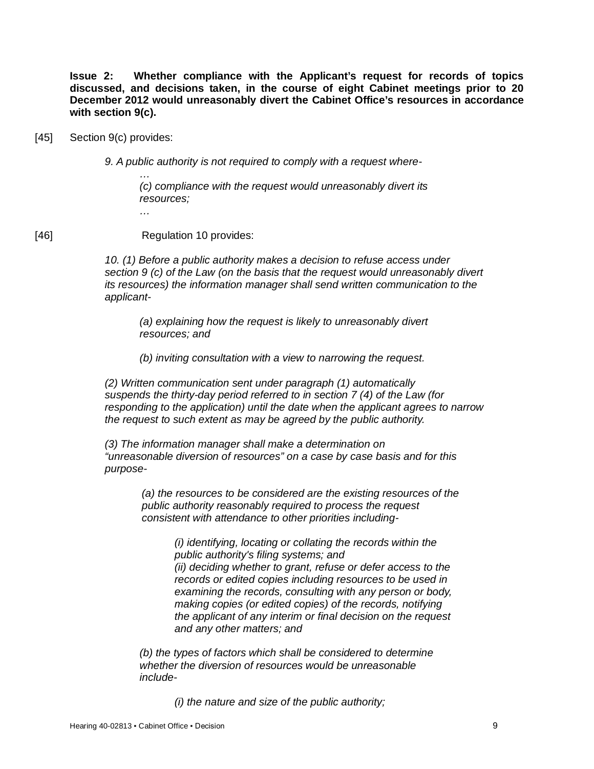**Issue 2: Whether compliance with the Applicant's request for records of topics discussed, and decisions taken, in the course of eight Cabinet meetings prior to 20 December 2012 would unreasonably divert the Cabinet Office's resources in accordance with section 9(c).**

[45] Section 9(c) provides:

> *9. A public authority is not required to comply with a request where-*
>
> > *…*
> > *(c) compliance with the request would unreasonably divert its resources;*
> > *…*

[46] Regulation 10 provides:

> *10. (1) Before a public authority makes a decision to refuse access under section 9 (c) of the Law (on the basis that the request would unreasonably divert its resources) the information manager shall send written communication to the applicant-*
>
> > *(a) explaining how the request is likely to unreasonably divert resources; and*
> >
> > *(b) inviting consultation with a view to narrowing the request.*
>
> *(2) Written communication sent under paragraph (1) automatically suspends the thirty-day period referred to in section 7 (4) of the Law (for responding to the application) until the date when the applicant agrees to narrow the request to such extent as may be agreed by the public authority.*
>
> *(3) The information manager shall make a determination on "unreasonable diversion of resources" on a case by case basis and for this purpose-*
>
> > *(a) the resources to be considered are the existing resources of the public authority reasonably required to process the request consistent with attendance to other priorities including-*
> >
> > > *(i) identifying, locating or collating the records within the public authority's filing systems; and*
> > > *(ii) deciding whether to grant, refuse or defer access to the records or edited copies including resources to be used in examining the records, consulting with any person or body, making copies (or edited copies) of the records, notifying the applicant of any interim or final decision on the request and any other matters; and*
> >
> > *(b) the types of factors which shall be considered to determine whether the diversion of resources would be unreasonable include-*
> >
> > > *(i) the nature and size of the public authority;*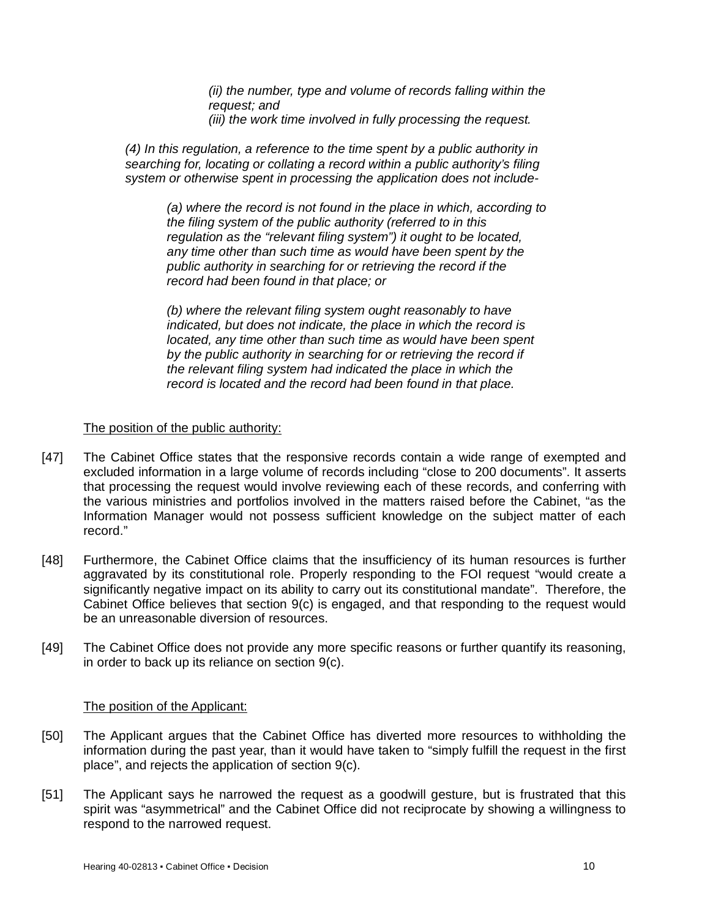*(ii) the number, type and volume of records falling within the request; and*
*(iii) the work time involved in fully processing the request.*

*(4) In this regulation, a reference to the time spent by a public authority in searching for, locating or collating a record within a public authority's filing system or otherwise spent in processing the application does not include-*

*(a) where the record is not found in the place in which, according to the filing system of the public authority (referred to in this regulation as the "relevant filing system") it ought to be located, any time other than such time as would have been spent by the public authority in searching for or retrieving the record if the record had been found in that place; or*

*(b) where the relevant filing system ought reasonably to have indicated, but does not indicate, the place in which the record is located, any time other than such time as would have been spent by the public authority in searching for or retrieving the record if the relevant filing system had indicated the place in which the record is located and the record had been found in that place.*

<u>The position of the public authority:</u>

[47] The Cabinet Office states that the responsive records contain a wide range of exempted and excluded information in a large volume of records including "close to 200 documents". It asserts that processing the request would involve reviewing each of these records, and conferring with the various ministries and portfolios involved in the matters raised before the Cabinet, "as the Information Manager would not possess sufficient knowledge on the subject matter of each record."

[48] Furthermore, the Cabinet Office claims that the insufficiency of its human resources is further aggravated by its constitutional role. Properly responding to the FOI request "would create a significantly negative impact on its ability to carry out its constitutional mandate". Therefore, the Cabinet Office believes that section 9(c) is engaged, and that responding to the request would be an unreasonable diversion of resources.

[49] The Cabinet Office does not provide any more specific reasons or further quantify its reasoning, in order to back up its reliance on section 9(c).

<u>The position of the Applicant:</u>

[50] The Applicant argues that the Cabinet Office has diverted more resources to withholding the information during the past year, than it would have taken to "simply fulfill the request in the first place", and rejects the application of section 9(c).

[51] The Applicant says he narrowed the request as a goodwill gesture, but is frustrated that this spirit was "asymmetrical" and the Cabinet Office did not reciprocate by showing a willingness to respond to the narrowed request.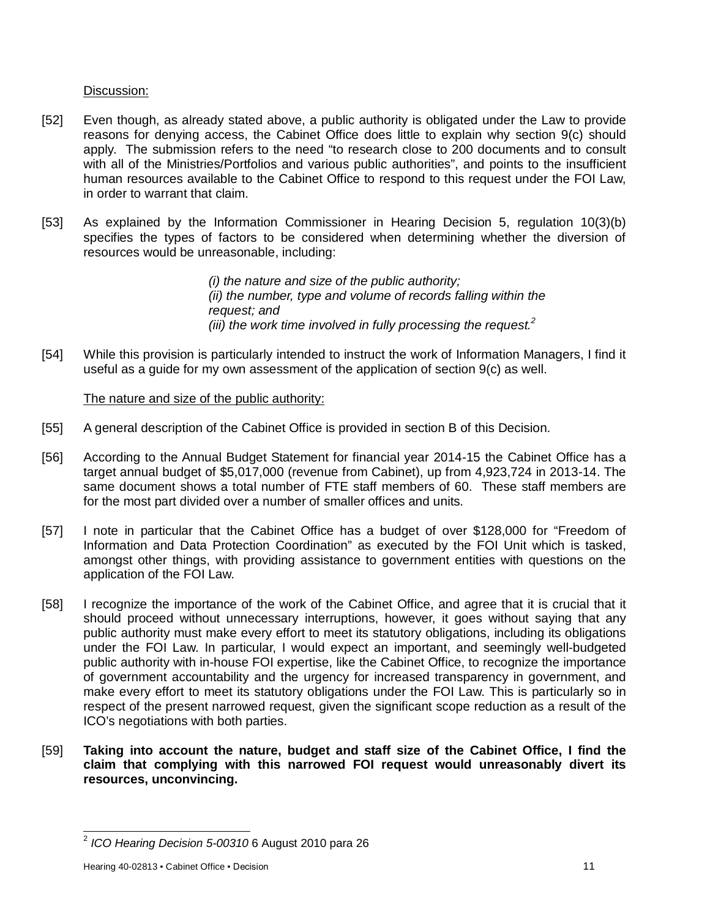Discussion:

[52] Even though, as already stated above, a public authority is obligated under the Law to provide reasons for denying access, the Cabinet Office does little to explain why section 9(c) should apply. The submission refers to the need "to research close to 200 documents and to consult with all of the Ministries/Portfolios and various public authorities", and points to the insufficient human resources available to the Cabinet Office to respond to this request under the FOI Law, in order to warrant that claim.

[53] As explained by the Information Commissioner in Hearing Decision 5, regulation 10(3)(b) specifies the types of factors to be considered when determining whether the diversion of resources would be unreasonable, including:

> *(i) the nature and size of the public authority;*
> *(ii) the number, type and volume of records falling within the request; and*
> *(iii) the work time involved in fully processing the request.*[2]

[54] While this provision is particularly intended to instruct the work of Information Managers, I find it useful as a guide for my own assessment of the application of section 9(c) as well.

The nature and size of the public authority:

[55] A general description of the Cabinet Office is provided in section B of this Decision.

[56] According to the Annual Budget Statement for financial year 2014-15 the Cabinet Office has a target annual budget of $5,017,000 (revenue from Cabinet), up from 4,923,724 in 2013-14. The same document shows a total number of FTE staff members of 60. These staff members are for the most part divided over a number of smaller offices and units.

[57] I note in particular that the Cabinet Office has a budget of over $128,000 for "Freedom of Information and Data Protection Coordination" as executed by the FOI Unit which is tasked, amongst other things, with providing assistance to government entities with questions on the application of the FOI Law.

[58] I recognize the importance of the work of the Cabinet Office, and agree that it is crucial that it should proceed without unnecessary interruptions, however, it goes without saying that any public authority must make every effort to meet its statutory obligations, including its obligations under the FOI Law. In particular, I would expect an important, and seemingly well-budgeted public authority with in-house FOI expertise, like the Cabinet Office, to recognize the importance of government accountability and the urgency for increased transparency in government, and make every effort to meet its statutory obligations under the FOI Law. This is particularly so in respect of the present narrowed request, given the significant scope reduction as a result of the ICO's negotiations with both parties.

[59] **Taking into account the nature, budget and staff size of the Cabinet Office, I find the claim that complying with this narrowed FOI request would unreasonably divert its resources, unconvincing.**

---

[2] *ICO Hearing Decision 5-00310* 6 August 2010 para 26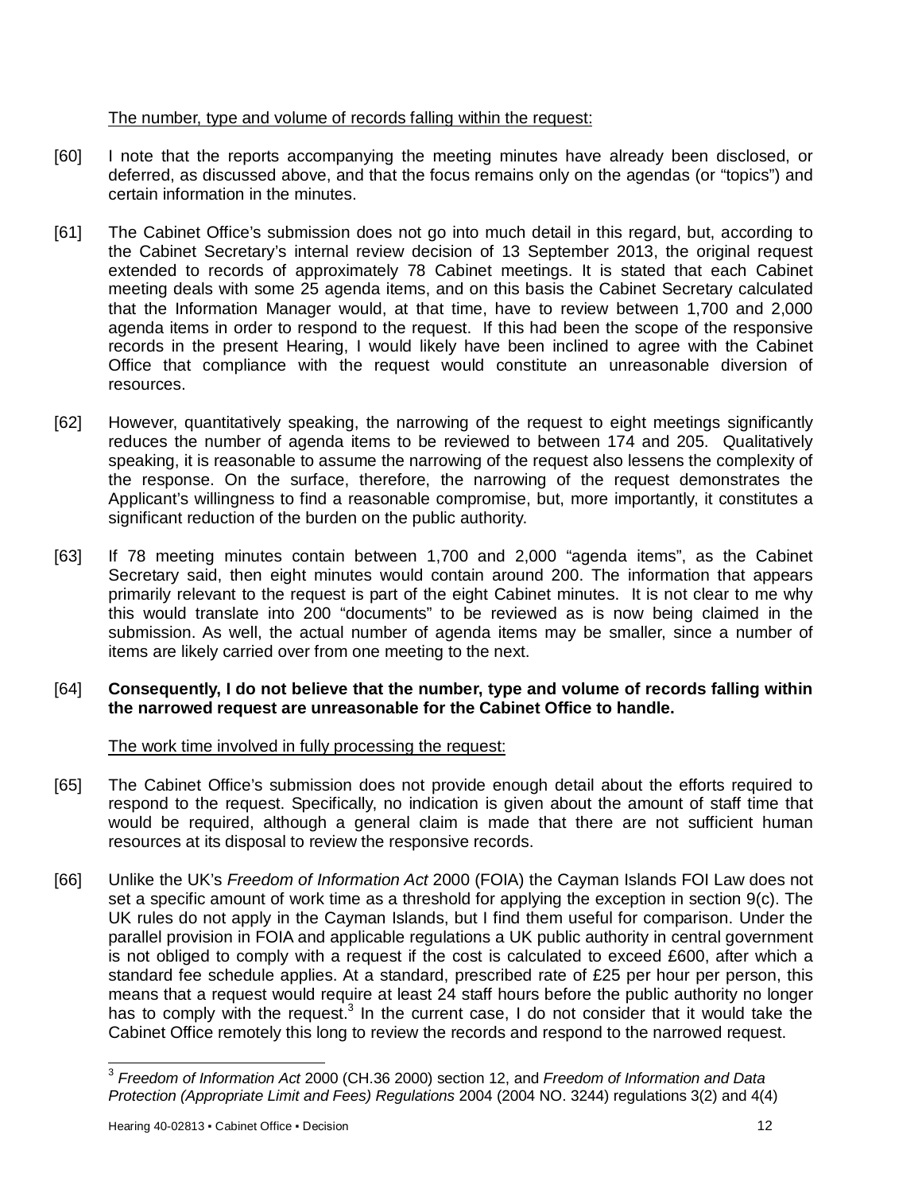The number, type and volume of records falling within the request:

[60] I note that the reports accompanying the meeting minutes have already been disclosed, or deferred, as discussed above, and that the focus remains only on the agendas (or "topics") and certain information in the minutes.

[61] The Cabinet Office's submission does not go into much detail in this regard, but, according to the Cabinet Secretary's internal review decision of 13 September 2013, the original request extended to records of approximately 78 Cabinet meetings. It is stated that each Cabinet meeting deals with some 25 agenda items, and on this basis the Cabinet Secretary calculated that the Information Manager would, at that time, have to review between 1,700 and 2,000 agenda items in order to respond to the request. If this had been the scope of the responsive records in the present Hearing, I would likely have been inclined to agree with the Cabinet Office that compliance with the request would constitute an unreasonable diversion of resources.

[62] However, quantitatively speaking, the narrowing of the request to eight meetings significantly reduces the number of agenda items to be reviewed to between 174 and 205. Qualitatively speaking, it is reasonable to assume the narrowing of the request also lessens the complexity of the response. On the surface, therefore, the narrowing of the request demonstrates the Applicant's willingness to find a reasonable compromise, but, more importantly, it constitutes a significant reduction of the burden on the public authority.

[63] If 78 meeting minutes contain between 1,700 and 2,000 "agenda items", as the Cabinet Secretary said, then eight minutes would contain around 200. The information that appears primarily relevant to the request is part of the eight Cabinet minutes. It is not clear to me why this would translate into 200 "documents" to be reviewed as is now being claimed in the submission. As well, the actual number of agenda items may be smaller, since a number of items are likely carried over from one meeting to the next.

[64] **Consequently, I do not believe that the number, type and volume of records falling within the narrowed request are unreasonable for the Cabinet Office to handle.**

The work time involved in fully processing the request:

[65] The Cabinet Office's submission does not provide enough detail about the efforts required to respond to the request. Specifically, no indication is given about the amount of staff time that would be required, although a general claim is made that there are not sufficient human resources at its disposal to review the responsive records.

[66] Unlike the UK's *Freedom of Information Act* 2000 (FOIA) the Cayman Islands FOI Law does not set a specific amount of work time as a threshold for applying the exception in section 9(c). The UK rules do not apply in the Cayman Islands, but I find them useful for comparison. Under the parallel provision in FOIA and applicable regulations a UK public authority in central government is not obliged to comply with a request if the cost is calculated to exceed £600, after which a standard fee schedule applies. At a standard, prescribed rate of £25 per hour per person, this means that a request would require at least 24 staff hours before the public authority no longer has to comply with the request.[3] In the current case, I do not consider that it would take the Cabinet Office remotely this long to review the records and respond to the narrowed request.

[3] *Freedom of Information Act* 2000 (CH.36 2000) section 12, and *Freedom of Information and Data Protection (Appropriate Limit and Fees) Regulations* 2004 (2004 NO. 3244) regulations 3(2) and 4(4)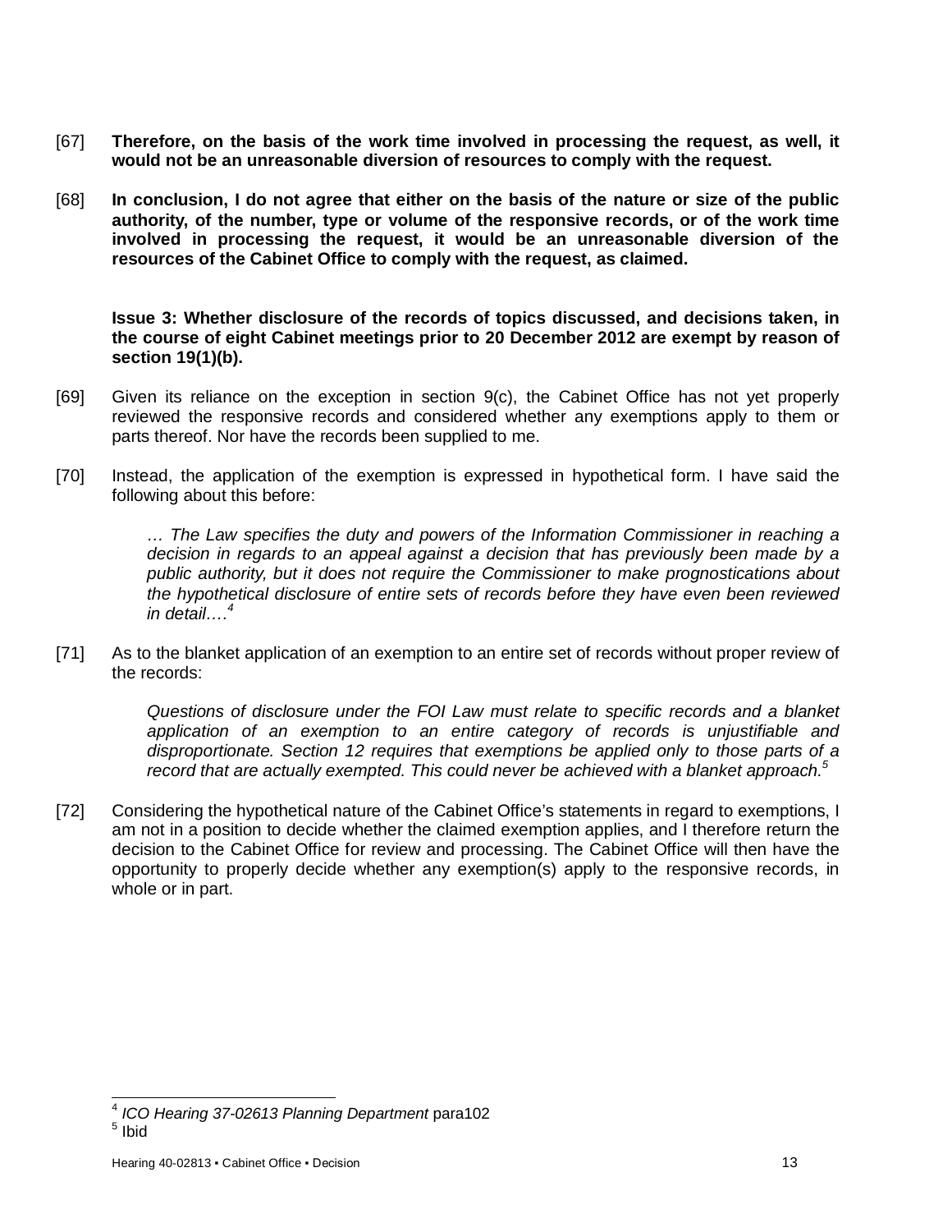[67] **Therefore, on the basis of the work time involved in processing the request, as well, it would not be an unreasonable diversion of resources to comply with the request.**

[68] **In conclusion, I do not agree that either on the basis of the nature or size of the public authority, of the number, type or volume of the responsive records, or of the work time involved in processing the request, it would be an unreasonable diversion of the resources of the Cabinet Office to comply with the request, as claimed.**

**Issue 3: Whether disclosure of the records of topics discussed, and decisions taken, in the course of eight Cabinet meetings prior to 20 December 2012 are exempt by reason of section 19(1)(b).**

[69] Given its reliance on the exception in section 9(c), the Cabinet Office has not yet properly reviewed the responsive records and considered whether any exemptions apply to them or parts thereof. Nor have the records been supplied to me.

[70] Instead, the application of the exemption is expressed in hypothetical form. I have said the following about this before:

> *… The Law specifies the duty and powers of the Information Commissioner in reaching a decision in regards to an appeal against a decision that has previously been made by a public authority, but it does not require the Commissioner to make prognostications about the hypothetical disclosure of entire sets of records before they have even been reviewed in detail….*[4]

[71] As to the blanket application of an exemption to an entire set of records without proper review of the records:

> *Questions of disclosure under the FOI Law must relate to specific records and a blanket application of an exemption to an entire category of records is unjustifiable and disproportionate. Section 12 requires that exemptions be applied only to those parts of a record that are actually exempted. This could never be achieved with a blanket approach.*[5]

[72] Considering the hypothetical nature of the Cabinet Office's statements in regard to exemptions, I am not in a position to decide whether the claimed exemption applies, and I therefore return the decision to the Cabinet Office for review and processing. The Cabinet Office will then have the opportunity to properly decide whether any exemption(s) apply to the responsive records, in whole or in part.

---

[4] *ICO Hearing 37-02613 Planning Department* para102
[5] Ibid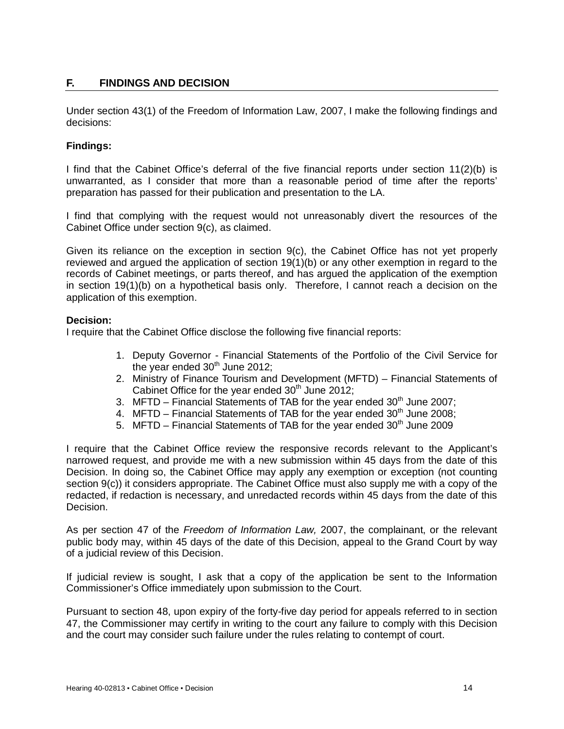## F. FINDINGS AND DECISION

Under section 43(1) of the Freedom of Information Law, 2007, I make the following findings and decisions:

**Findings:**

I find that the Cabinet Office's deferral of the five financial reports under section 11(2)(b) is unwarranted, as I consider that more than a reasonable period of time after the reports' preparation has passed for their publication and presentation to the LA.

I find that complying with the request would not unreasonably divert the resources of the Cabinet Office under section 9(c), as claimed.

Given its reliance on the exception in section 9(c), the Cabinet Office has not yet properly reviewed and argued the application of section 19(1)(b) or any other exemption in regard to the records of Cabinet meetings, or parts thereof, and has argued the application of the exemption in section 19(1)(b) on a hypothetical basis only. Therefore, I cannot reach a decision on the application of this exemption.

**Decision:**

I require that the Cabinet Office disclose the following five financial reports:

1. Deputy Governor - Financial Statements of the Portfolio of the Civil Service for the year ended 30th June 2012;
2. Ministry of Finance Tourism and Development (MFTD) – Financial Statements of Cabinet Office for the year ended 30th June 2012;
3. MFTD – Financial Statements of TAB for the year ended 30th June 2007;
4. MFTD – Financial Statements of TAB for the year ended 30th June 2008;
5. MFTD – Financial Statements of TAB for the year ended 30th June 2009

I require that the Cabinet Office review the responsive records relevant to the Applicant's narrowed request, and provide me with a new submission within 45 days from the date of this Decision. In doing so, the Cabinet Office may apply any exemption or exception (not counting section 9(c)) it considers appropriate. The Cabinet Office must also supply me with a copy of the redacted, if redaction is necessary, and unredacted records within 45 days from the date of this Decision.

As per section 47 of the *Freedom of Information Law,* 2007, the complainant, or the relevant public body may, within 45 days of the date of this Decision, appeal to the Grand Court by way of a judicial review of this Decision.

If judicial review is sought, I ask that a copy of the application be sent to the Information Commissioner's Office immediately upon submission to the Court.

Pursuant to section 48, upon expiry of the forty-five day period for appeals referred to in section 47, the Commissioner may certify in writing to the court any failure to comply with this Decision and the court may consider such failure under the rules relating to contempt of court.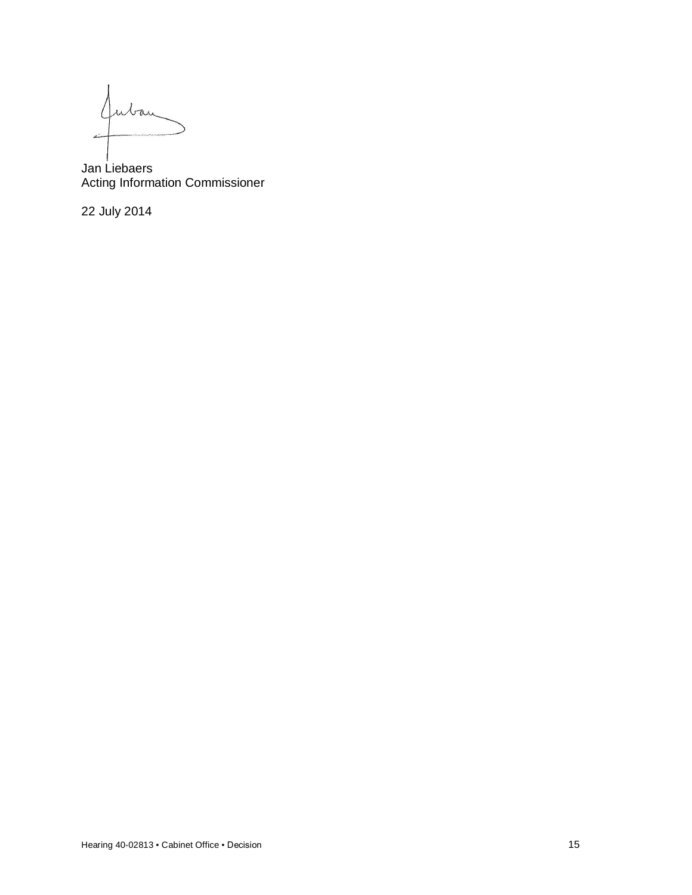Jan Liebaers
Acting Information Commissioner

22 July 2014